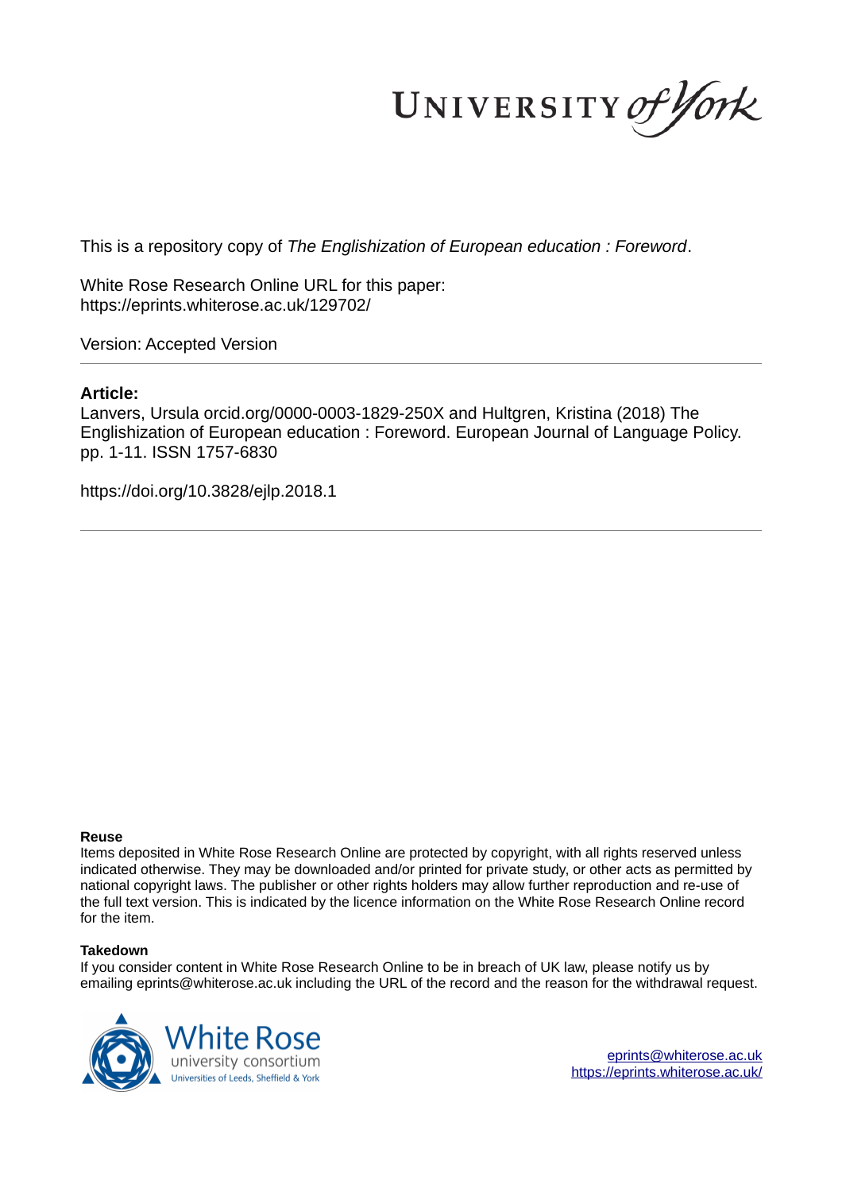UNIVERSITY *of York*

This is a repository copy of *The Englishization of European education : Foreword*.

White Rose Research Online URL for this paper:
https://eprints.whiterose.ac.uk/129702/

Version: Accepted Version

**Article:**

Lanvers, Ursula orcid.org/0000-0003-1829-250X and Hultgren, Kristina (2018) The Englishization of European education : Foreword. European Journal of Language Policy. pp. 1-11. ISSN 1757-6830

https://doi.org/10.3828/ejlp.2018.1

**Reuse**

Items deposited in White Rose Research Online are protected by copyright, with all rights reserved unless indicated otherwise. They may be downloaded and/or printed for private study, or other acts as permitted by national copyright laws. The publisher or other rights holders may allow further reproduction and re-use of the full text version. This is indicated by the licence information on the White Rose Research Online record for the item.

**Takedown**

If you consider content in White Rose Research Online to be in breach of UK law, please notify us by emailing eprints@whiterose.ac.uk including the URL of the record and the reason for the withdrawal request.

White Rose university consortium
Universities of Leeds, Sheffield & York

eprints@whiterose.ac.uk
https://eprints.whiterose.ac.uk/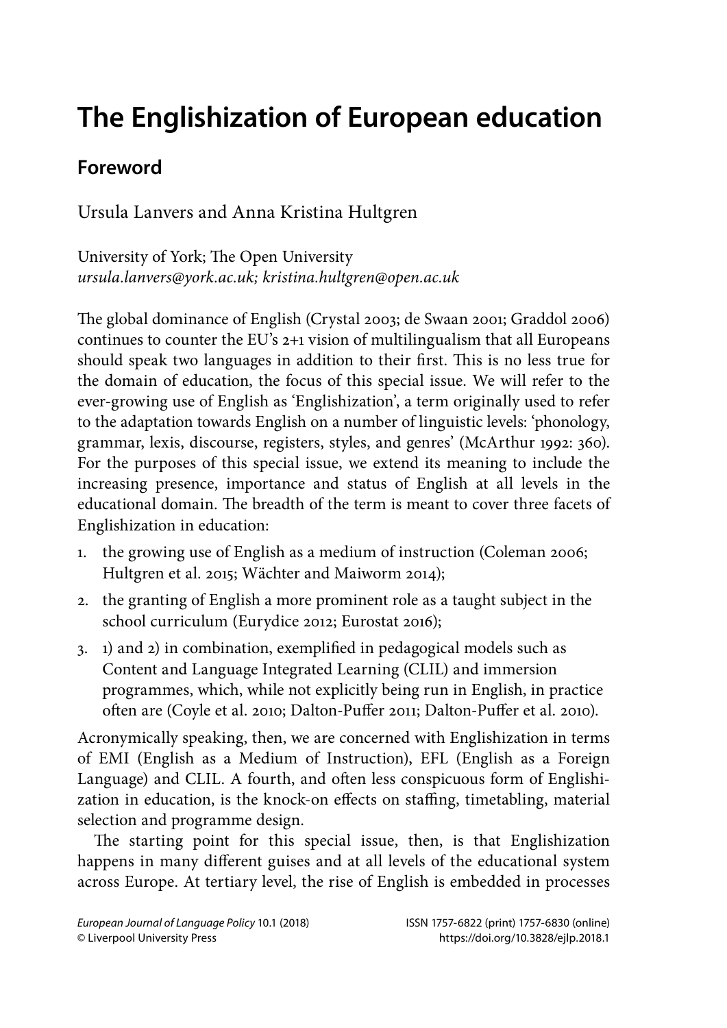# The Englishization of European education

## Foreword

Ursula Lanvers and Anna Kristina Hultgren

University of York; The Open University
*ursula.lanvers@york.ac.uk; kristina.hultgren@open.ac.uk*

The global dominance of English (Crystal 2003; de Swaan 2001; Graddol 2006) continues to counter the EU's 2+1 vision of multilingualism that all Europeans should speak two languages in addition to their first. This is no less true for the domain of education, the focus of this special issue. We will refer to the ever-growing use of English as 'Englishization', a term originally used to refer to the adaptation towards English on a number of linguistic levels: 'phonology, grammar, lexis, discourse, registers, styles, and genres' (McArthur 1992: 360). For the purposes of this special issue, we extend its meaning to include the increasing presence, importance and status of English at all levels in the educational domain. The breadth of the term is meant to cover three facets of Englishization in education:

1. the growing use of English as a medium of instruction (Coleman 2006; Hultgren et al. 2015; Wächter and Maiworm 2014);
2. the granting of English a more prominent role as a taught subject in the school curriculum (Eurydice 2012; Eurostat 2016);
3. 1) and 2) in combination, exemplified in pedagogical models such as Content and Language Integrated Learning (CLIL) and immersion programmes, which, while not explicitly being run in English, in practice often are (Coyle et al. 2010; Dalton-Puffer 2011; Dalton-Puffer et al. 2010).

Acronymically speaking, then, we are concerned with Englishization in terms of EMI (English as a Medium of Instruction), EFL (English as a Foreign Language) and CLIL. A fourth, and often less conspicuous form of Englishization in education, is the knock-on effects on staffing, timetabling, material selection and programme design.

The starting point for this special issue, then, is that Englishization happens in many different guises and at all levels of the educational system across Europe. At tertiary level, the rise of English is embedded in processes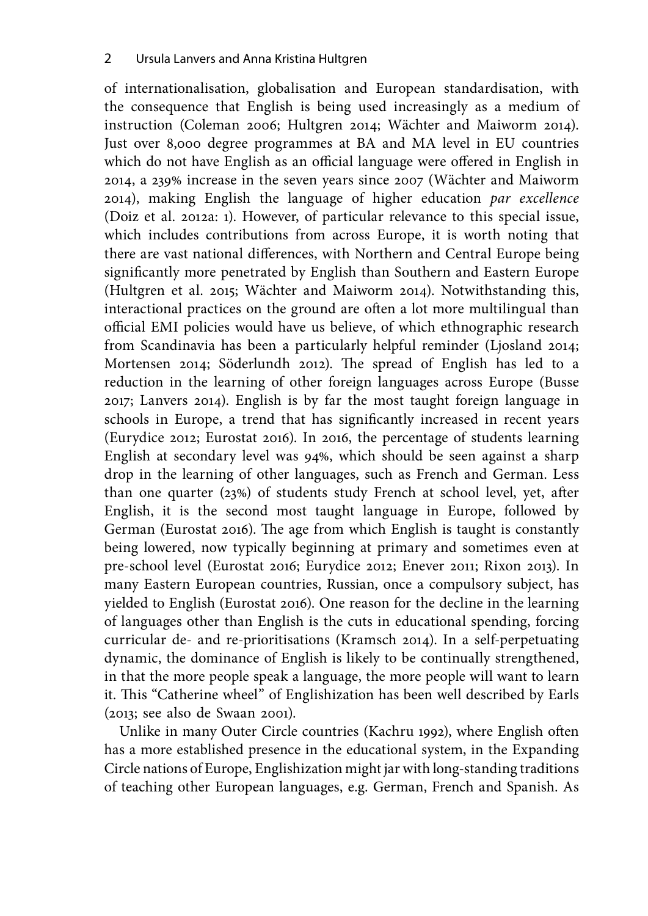of internationalisation, globalisation and European standardisation, with the consequence that English is being used increasingly as a medium of instruction (Coleman 2006; Hultgren 2014; Wächter and Maiworm 2014). Just over 8,000 degree programmes at BA and MA level in EU countries which do not have English as an official language were offered in English in 2014, a 239% increase in the seven years since 2007 (Wächter and Maiworm 2014), making English the language of higher education *par excellence* (Doiz et al. 2012a: 1). However, of particular relevance to this special issue, which includes contributions from across Europe, it is worth noting that there are vast national differences, with Northern and Central Europe being significantly more penetrated by English than Southern and Eastern Europe (Hultgren et al. 2015; Wächter and Maiworm 2014). Notwithstanding this, interactional practices on the ground are often a lot more multilingual than official EMI policies would have us believe, of which ethnographic research from Scandinavia has been a particularly helpful reminder (Ljosland 2014; Mortensen 2014; Söderlundh 2012). The spread of English has led to a reduction in the learning of other foreign languages across Europe (Busse 2017; Lanvers 2014). English is by far the most taught foreign language in schools in Europe, a trend that has significantly increased in recent years (Eurydice 2012; Eurostat 2016). In 2016, the percentage of students learning English at secondary level was 94%, which should be seen against a sharp drop in the learning of other languages, such as French and German. Less than one quarter (23%) of students study French at school level, yet, after English, it is the second most taught language in Europe, followed by German (Eurostat 2016). The age from which English is taught is constantly being lowered, now typically beginning at primary and sometimes even at pre-school level (Eurostat 2016; Eurydice 2012; Enever 2011; Rixon 2013). In many Eastern European countries, Russian, once a compulsory subject, has yielded to English (Eurostat 2016). One reason for the decline in the learning of languages other than English is the cuts in educational spending, forcing curricular de- and re-prioritisations (Kramsch 2014). In a self-perpetuating dynamic, the dominance of English is likely to be continually strengthened, in that the more people speak a language, the more people will want to learn it. This "Catherine wheel" of Englishization has been well described by Earls (2013; see also de Swaan 2001).

Unlike in many Outer Circle countries (Kachru 1992), where English often has a more established presence in the educational system, in the Expanding Circle nations of Europe, Englishization might jar with long-standing traditions of teaching other European languages, e.g. German, French and Spanish. As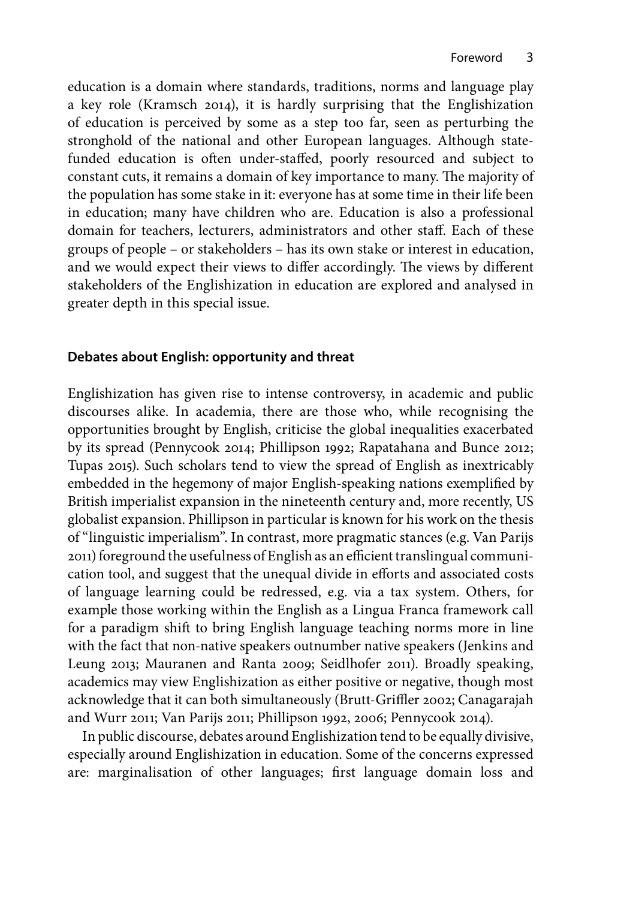education is a domain where standards, traditions, norms and language play a key role (Kramsch 2014), it is hardly surprising that the Englishization of education is perceived by some as a step too far, seen as perturbing the stronghold of the national and other European languages. Although state-funded education is often under-staffed, poorly resourced and subject to constant cuts, it remains a domain of key importance to many. The majority of the population has some stake in it: everyone has at some time in their life been in education; many have children who are. Education is also a professional domain for teachers, lecturers, administrators and other staff. Each of these groups of people – or stakeholders – has its own stake or interest in education, and we would expect their views to differ accordingly. The views by different stakeholders of the Englishization in education are explored and analysed in greater depth in this special issue.

### Debates about English: opportunity and threat

Englishization has given rise to intense controversy, in academic and public discourses alike. In academia, there are those who, while recognising the opportunities brought by English, criticise the global inequalities exacerbated by its spread (Pennycook 2014; Phillipson 1992; Rapatahana and Bunce 2012; Tupas 2015). Such scholars tend to view the spread of English as inextricably embedded in the hegemony of major English-speaking nations exemplified by British imperialist expansion in the nineteenth century and, more recently, US globalist expansion. Phillipson in particular is known for his work on the thesis of "linguistic imperialism". In contrast, more pragmatic stances (e.g. Van Parijs 2011) foreground the usefulness of English as an efficient translingual communication tool, and suggest that the unequal divide in efforts and associated costs of language learning could be redressed, e.g. via a tax system. Others, for example those working within the English as a Lingua Franca framework call for a paradigm shift to bring English language teaching norms more in line with the fact that non-native speakers outnumber native speakers (Jenkins and Leung 2013; Mauranen and Ranta 2009; Seidlhofer 2011). Broadly speaking, academics may view Englishization as either positive or negative, though most acknowledge that it can both simultaneously (Brutt-Griffler 2002; Canagarajah and Wurr 2011; Van Parijs 2011; Phillipson 1992, 2006; Pennycook 2014).

In public discourse, debates around Englishization tend to be equally divisive, especially around Englishization in education. Some of the concerns expressed are: marginalisation of other languages; first language domain loss and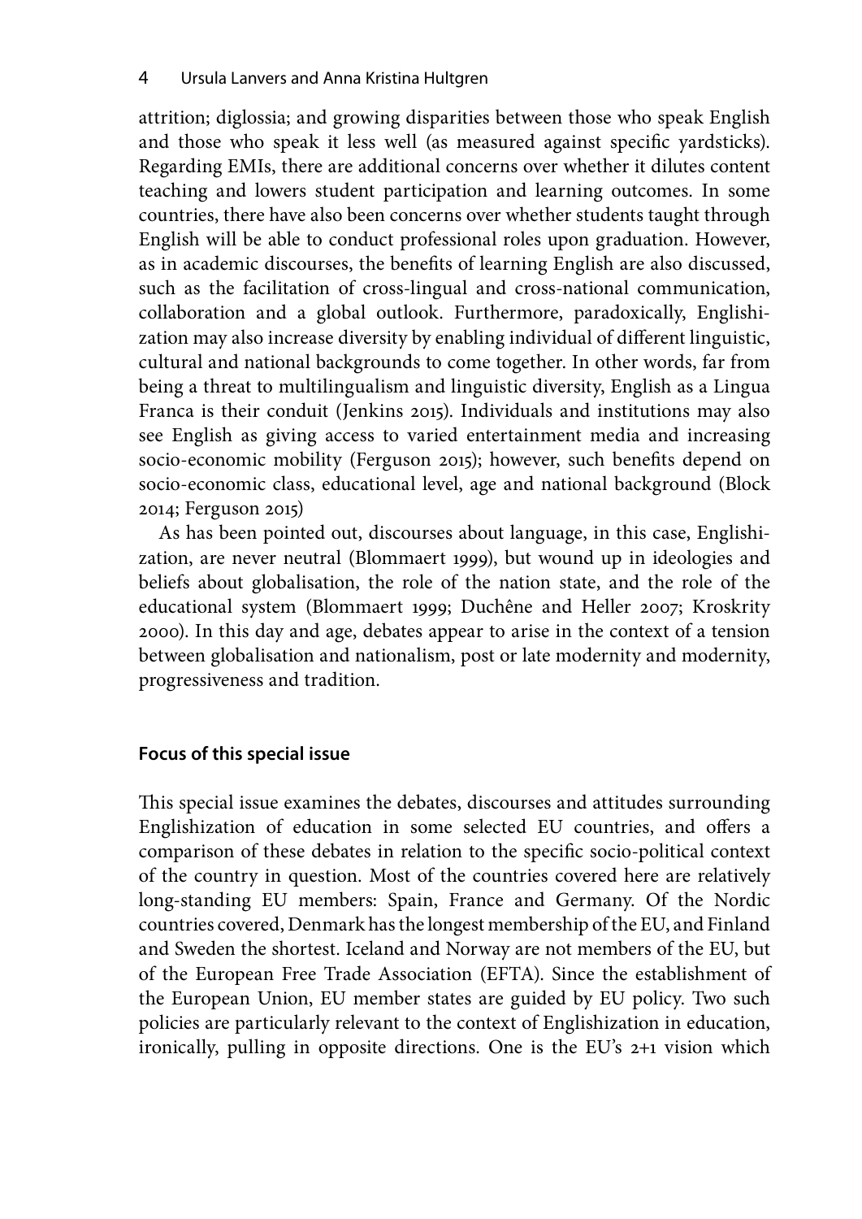attrition; diglossia; and growing disparities between those who speak English and those who speak it less well (as measured against specific yardsticks). Regarding EMIs, there are additional concerns over whether it dilutes content teaching and lowers student participation and learning outcomes. In some countries, there have also been concerns over whether students taught through English will be able to conduct professional roles upon graduation. However, as in academic discourses, the benefits of learning English are also discussed, such as the facilitation of cross-lingual and cross-national communication, collaboration and a global outlook. Furthermore, paradoxically, Englishization may also increase diversity by enabling individual of different linguistic, cultural and national backgrounds to come together. In other words, far from being a threat to multilingualism and linguistic diversity, English as a Lingua Franca is their conduit (Jenkins 2015). Individuals and institutions may also see English as giving access to varied entertainment media and increasing socio-economic mobility (Ferguson 2015); however, such benefits depend on socio-economic class, educational level, age and national background (Block 2014; Ferguson 2015)

As has been pointed out, discourses about language, in this case, Englishization, are never neutral (Blommaert 1999), but wound up in ideologies and beliefs about globalisation, the role of the nation state, and the role of the educational system (Blommaert 1999; Duchêne and Heller 2007; Kroskrity 2000). In this day and age, debates appear to arise in the context of a tension between globalisation and nationalism, post or late modernity and modernity, progressiveness and tradition.

## Focus of this special issue

This special issue examines the debates, discourses and attitudes surrounding Englishization of education in some selected EU countries, and offers a comparison of these debates in relation to the specific socio-political context of the country in question. Most of the countries covered here are relatively long-standing EU members: Spain, France and Germany. Of the Nordic countries covered, Denmark has the longest membership of the EU, and Finland and Sweden the shortest. Iceland and Norway are not members of the EU, but of the European Free Trade Association (EFTA). Since the establishment of the European Union, EU member states are guided by EU policy. Two such policies are particularly relevant to the context of Englishization in education, ironically, pulling in opposite directions. One is the EU's 2+1 vision which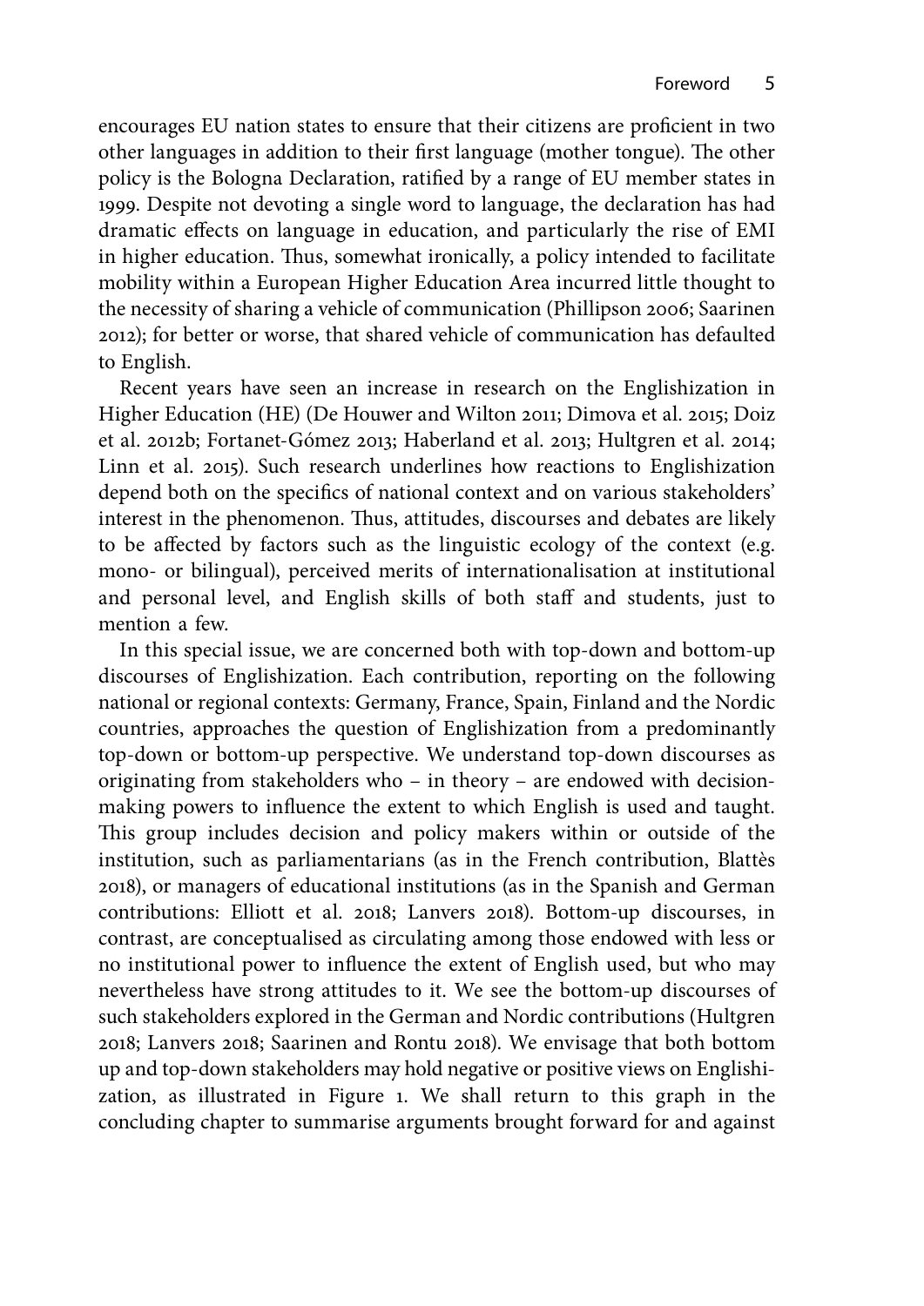encourages EU nation states to ensure that their citizens are proficient in two other languages in addition to their first language (mother tongue). The other policy is the Bologna Declaration, ratified by a range of EU member states in 1999. Despite not devoting a single word to language, the declaration has had dramatic effects on language in education, and particularly the rise of EMI in higher education. Thus, somewhat ironically, a policy intended to facilitate mobility within a European Higher Education Area incurred little thought to the necessity of sharing a vehicle of communication (Phillipson 2006; Saarinen 2012); for better or worse, that shared vehicle of communication has defaulted to English.

Recent years have seen an increase in research on the Englishization in Higher Education (HE) (De Houwer and Wilton 2011; Dimova et al. 2015; Doiz et al. 2012b; Fortanet-Gómez 2013; Haberland et al. 2013; Hultgren et al. 2014; Linn et al. 2015). Such research underlines how reactions to Englishization depend both on the specifics of national context and on various stakeholders' interest in the phenomenon. Thus, attitudes, discourses and debates are likely to be affected by factors such as the linguistic ecology of the context (e.g. mono- or bilingual), perceived merits of internationalisation at institutional and personal level, and English skills of both staff and students, just to mention a few.

In this special issue, we are concerned both with top-down and bottom-up discourses of Englishization. Each contribution, reporting on the following national or regional contexts: Germany, France, Spain, Finland and the Nordic countries, approaches the question of Englishization from a predominantly top-down or bottom-up perspective. We understand top-down discourses as originating from stakeholders who – in theory – are endowed with decision-making powers to influence the extent to which English is used and taught. This group includes decision and policy makers within or outside of the institution, such as parliamentarians (as in the French contribution, Blattès 2018), or managers of educational institutions (as in the Spanish and German contributions: Elliott et al. 2018; Lanvers 2018). Bottom-up discourses, in contrast, are conceptualised as circulating among those endowed with less or no institutional power to influence the extent of English used, but who may nevertheless have strong attitudes to it. We see the bottom-up discourses of such stakeholders explored in the German and Nordic contributions (Hultgren 2018; Lanvers 2018; Saarinen and Rontu 2018). We envisage that both bottom up and top-down stakeholders may hold negative or positive views on Englishization, as illustrated in Figure 1. We shall return to this graph in the concluding chapter to summarise arguments brought forward for and against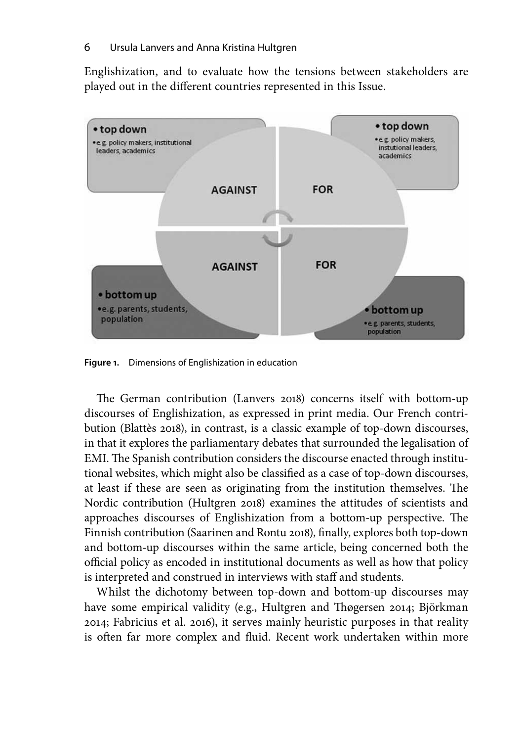Englishization, and to evaluate how the tensions between stakeholders are played out in the different countries represented in this Issue.

**Figure 1.** Dimensions of Englishization in education

The German contribution (Lanvers 2018) concerns itself with bottom-up discourses of Englishization, as expressed in print media. Our French contribution (Blattès 2018), in contrast, is a classic example of top-down discourses, in that it explores the parliamentary debates that surrounded the legalisation of EMI. The Spanish contribution considers the discourse enacted through institutional websites, which might also be classified as a case of top-down discourses, at least if these are seen as originating from the institution themselves. The Nordic contribution (Hultgren 2018) examines the attitudes of scientists and approaches discourses of Englishization from a bottom-up perspective. The Finnish contribution (Saarinen and Rontu 2018), finally, explores both top-down and bottom-up discourses within the same article, being concerned both the official policy as encoded in institutional documents as well as how that policy is interpreted and construed in interviews with staff and students.

Whilst the dichotomy between top-down and bottom-up discourses may have some empirical validity (e.g., Hultgren and Thøgersen 2014; Björkman 2014; Fabricius et al. 2016), it serves mainly heuristic purposes in that reality is often far more complex and fluid. Recent work undertaken within more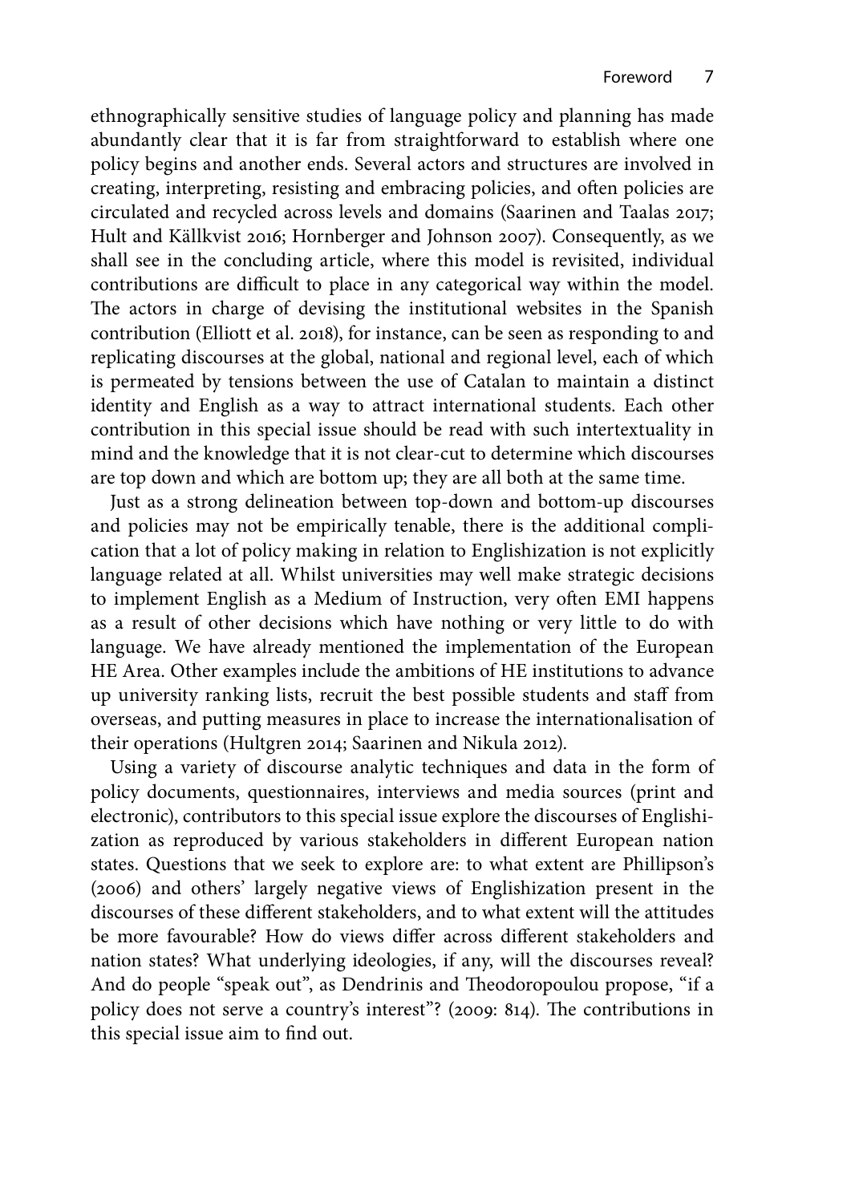ethnographically sensitive studies of language policy and planning has made abundantly clear that it is far from straightforward to establish where one policy begins and another ends. Several actors and structures are involved in creating, interpreting, resisting and embracing policies, and often policies are circulated and recycled across levels and domains (Saarinen and Taalas 2017; Hult and Källkvist 2016; Hornberger and Johnson 2007). Consequently, as we shall see in the concluding article, where this model is revisited, individual contributions are difficult to place in any categorical way within the model. The actors in charge of devising the institutional websites in the Spanish contribution (Elliott et al. 2018), for instance, can be seen as responding to and replicating discourses at the global, national and regional level, each of which is permeated by tensions between the use of Catalan to maintain a distinct identity and English as a way to attract international students. Each other contribution in this special issue should be read with such intertextuality in mind and the knowledge that it is not clear-cut to determine which discourses are top down and which are bottom up; they are all both at the same time.

Just as a strong delineation between top-down and bottom-up discourses and policies may not be empirically tenable, there is the additional complication that a lot of policy making in relation to Englishization is not explicitly language related at all. Whilst universities may well make strategic decisions to implement English as a Medium of Instruction, very often EMI happens as a result of other decisions which have nothing or very little to do with language. We have already mentioned the implementation of the European HE Area. Other examples include the ambitions of HE institutions to advance up university ranking lists, recruit the best possible students and staff from overseas, and putting measures in place to increase the internationalisation of their operations (Hultgren 2014; Saarinen and Nikula 2012).

Using a variety of discourse analytic techniques and data in the form of policy documents, questionnaires, interviews and media sources (print and electronic), contributors to this special issue explore the discourses of Englishization as reproduced by various stakeholders in different European nation states. Questions that we seek to explore are: to what extent are Phillipson's (2006) and others' largely negative views of Englishization present in the discourses of these different stakeholders, and to what extent will the attitudes be more favourable? How do views differ across different stakeholders and nation states? What underlying ideologies, if any, will the discourses reveal? And do people "speak out", as Dendrinis and Theodoropoulou propose, "if a policy does not serve a country's interest"? (2009: 814). The contributions in this special issue aim to find out.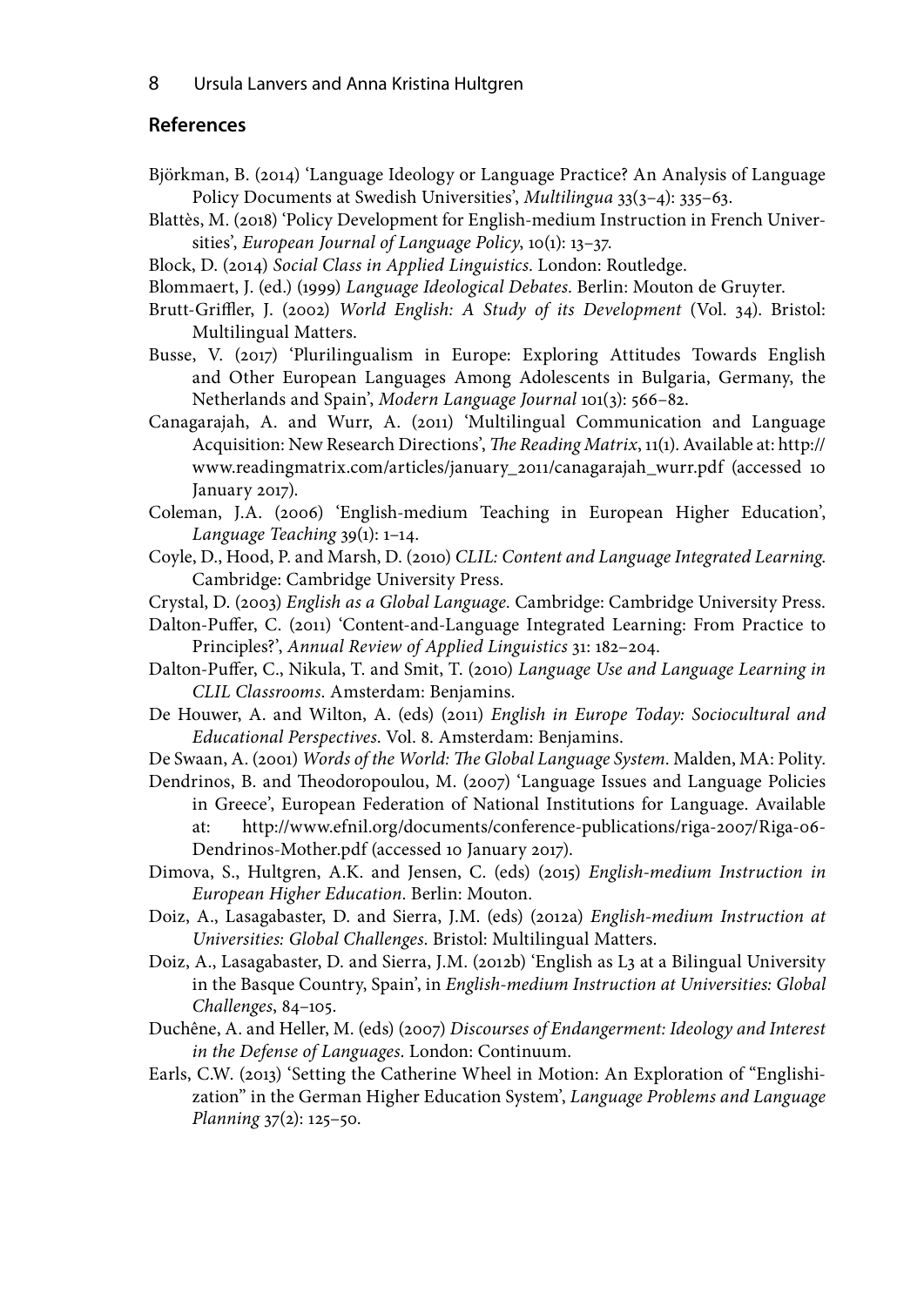## References

Björkman, B. (2014) 'Language Ideology or Language Practice? An Analysis of Language Policy Documents at Swedish Universities', *Multilingua* 33(3–4): 335–63.

Blattès, M. (2018) 'Policy Development for English-medium Instruction in French Universities', *European Journal of Language Policy*, 10(1): 13–37.

Block, D. (2014) *Social Class in Applied Linguistics*. London: Routledge.

Blommaert, J. (ed.) (1999) *Language Ideological Debates*. Berlin: Mouton de Gruyter.

Brutt-Griffler, J. (2002) *World English: A Study of its Development* (Vol. 34). Bristol: Multilingual Matters.

Busse, V. (2017) 'Plurilingualism in Europe: Exploring Attitudes Towards English and Other European Languages Among Adolescents in Bulgaria, Germany, the Netherlands and Spain', *Modern Language Journal* 101(3): 566–82.

Canagarajah, A. and Wurr, A. (2011) 'Multilingual Communication and Language Acquisition: New Research Directions', *The Reading Matrix*, 11(1). Available at: http://www.readingmatrix.com/articles/january_2011/canagarajah_wurr.pdf (accessed 10 January 2017).

Coleman, J.A. (2006) 'English-medium Teaching in European Higher Education', *Language Teaching* 39(1): 1–14.

Coyle, D., Hood, P. and Marsh, D. (2010) *CLIL: Content and Language Integrated Learning*. Cambridge: Cambridge University Press.

Crystal, D. (2003) *English as a Global Language*. Cambridge: Cambridge University Press.

Dalton-Puffer, C. (2011) 'Content-and-Language Integrated Learning: From Practice to Principles?', *Annual Review of Applied Linguistics* 31: 182–204.

Dalton-Puffer, C., Nikula, T. and Smit, T. (2010) *Language Use and Language Learning in CLIL Classrooms*. Amsterdam: Benjamins.

De Houwer, A. and Wilton, A. (eds) (2011) *English in Europe Today: Sociocultural and Educational Perspectives*. Vol. 8. Amsterdam: Benjamins.

De Swaan, A. (2001) *Words of the World: The Global Language System*. Malden, MA: Polity.

Dendrinos, B. and Theodoropoulou, M. (2007) 'Language Issues and Language Policies in Greece', European Federation of National Institutions for Language. Available at: http://www.efnil.org/documents/conference-publications/riga-2007/Riga-06-Dendrinos-Mother.pdf (accessed 10 January 2017).

Dimova, S., Hultgren, A.K. and Jensen, C. (eds) (2015) *English-medium Instruction in European Higher Education*. Berlin: Mouton.

Doiz, A., Lasagabaster, D. and Sierra, J.M. (eds) (2012a) *English-medium Instruction at Universities: Global Challenges*. Bristol: Multilingual Matters.

Doiz, A., Lasagabaster, D. and Sierra, J.M. (2012b) 'English as L3 at a Bilingual University in the Basque Country, Spain', in *English-medium Instruction at Universities: Global Challenges*, 84–105.

Duchêne, A. and Heller, M. (eds) (2007) *Discourses of Endangerment: Ideology and Interest in the Defense of Languages*. London: Continuum.

Earls, C.W. (2013) 'Setting the Catherine Wheel in Motion: An Exploration of "Englishization" in the German Higher Education System', *Language Problems and Language Planning* 37(2): 125–50.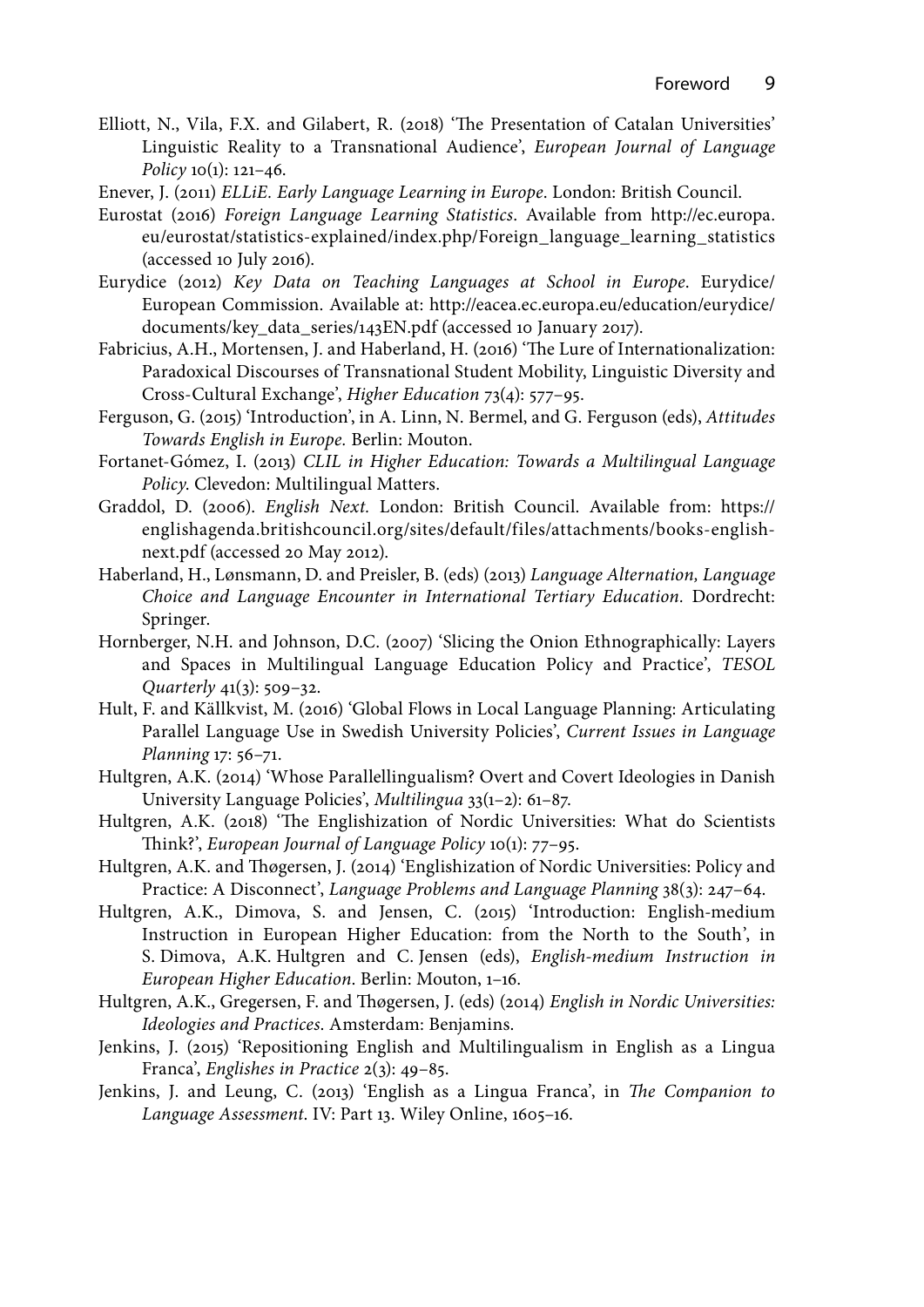Elliott, N., Vila, F.X. and Gilabert, R. (2018) 'The Presentation of Catalan Universities' Linguistic Reality to a Transnational Audience', *European Journal of Language Policy* 10(1): 121–46.

Enever, J. (2011) *ELLiE. Early Language Learning in Europe*. London: British Council.

Eurostat (2016) *Foreign Language Learning Statistics*. Available from http://ec.europa.eu/eurostat/statistics-explained/index.php/Foreign_language_learning_statistics (accessed 10 July 2016).

Eurydice (2012) *Key Data on Teaching Languages at School in Europe*. Eurydice/European Commission. Available at: http://eacea.ec.europa.eu/education/eurydice/documents/key_data_series/143EN.pdf (accessed 10 January 2017).

Fabricius, A.H., Mortensen, J. and Haberland, H. (2016) 'The Lure of Internationalization: Paradoxical Discourses of Transnational Student Mobility, Linguistic Diversity and Cross-Cultural Exchange', *Higher Education* 73(4): 577–95.

Ferguson, G. (2015) 'Introduction', in A. Linn, N. Bermel, and G. Ferguson (eds), *Attitudes Towards English in Europe*. Berlin: Mouton.

Fortanet-Gómez, I. (2013) *CLIL in Higher Education: Towards a Multilingual Language Policy*. Clevedon: Multilingual Matters.

Graddol, D. (2006). *English Next*. London: British Council. Available from: https://englishagenda.britishcouncil.org/sites/default/files/attachments/books-english-next.pdf (accessed 20 May 2012).

Haberland, H., Lønsmann, D. and Preisler, B. (eds) (2013) *Language Alternation, Language Choice and Language Encounter in International Tertiary Education*. Dordrecht: Springer.

Hornberger, N.H. and Johnson, D.C. (2007) 'Slicing the Onion Ethnographically: Layers and Spaces in Multilingual Language Education Policy and Practice', *TESOL Quarterly* 41(3): 509–32.

Hult, F. and Källkvist, M. (2016) 'Global Flows in Local Language Planning: Articulating Parallel Language Use in Swedish University Policies', *Current Issues in Language Planning* 17: 56–71.

Hultgren, A.K. (2014) 'Whose Parallellingualism? Overt and Covert Ideologies in Danish University Language Policies', *Multilingua* 33(1–2): 61–87.

Hultgren, A.K. (2018) 'The Englishization of Nordic Universities: What do Scientists Think?', *European Journal of Language Policy* 10(1): 77–95.

Hultgren, A.K. and Thøgersen, J. (2014) 'Englishization of Nordic Universities: Policy and Practice: A Disconnect', *Language Problems and Language Planning* 38(3): 247–64.

Hultgren, A.K., Dimova, S. and Jensen, C. (2015) 'Introduction: English-medium Instruction in European Higher Education: from the North to the South', in S. Dimova, A.K. Hultgren and C. Jensen (eds), *English-medium Instruction in European Higher Education*. Berlin: Mouton, 1–16.

Hultgren, A.K., Gregersen, F. and Thøgersen, J. (eds) (2014) *English in Nordic Universities: Ideologies and Practices*. Amsterdam: Benjamins.

Jenkins, J. (2015) 'Repositioning English and Multilingualism in English as a Lingua Franca', *Englishes in Practice* 2(3): 49–85.

Jenkins, J. and Leung, C. (2013) 'English as a Lingua Franca', in *The Companion to Language Assessment*. IV: Part 13. Wiley Online, 1605–16.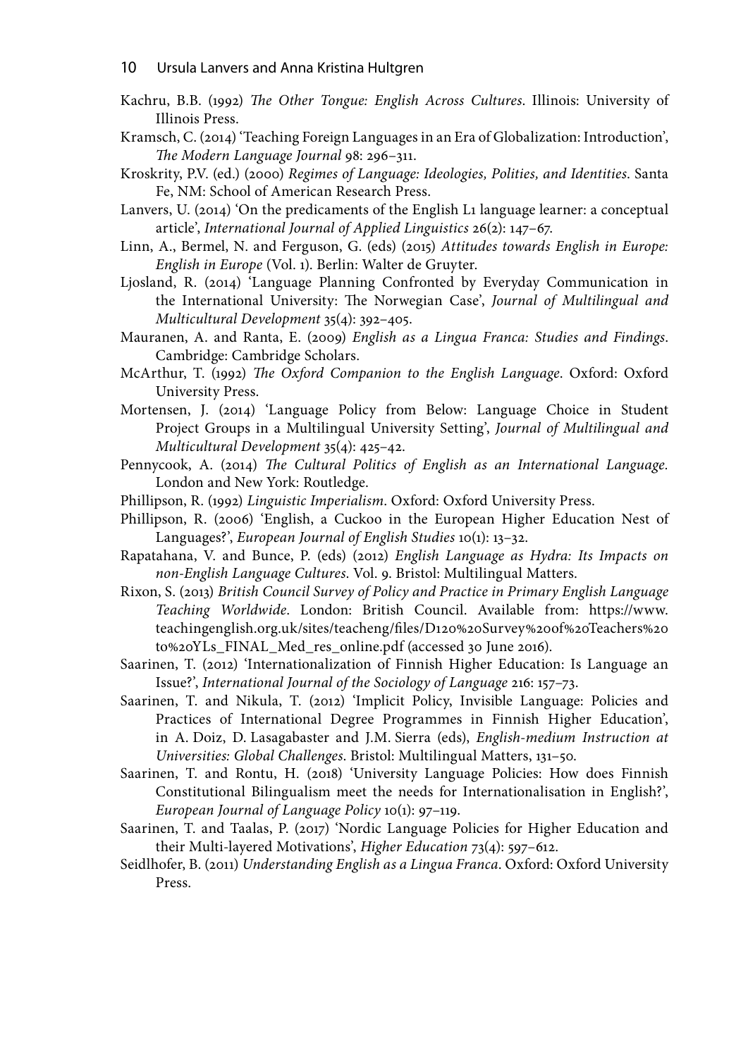Kachru, B.B. (1992) *The Other Tongue: English Across Cultures*. Illinois: University of Illinois Press.

Kramsch, C. (2014) 'Teaching Foreign Languages in an Era of Globalization: Introduction', *The Modern Language Journal* 98: 296–311.

Kroskrity, P.V. (ed.) (2000) *Regimes of Language: Ideologies, Polities, and Identities*. Santa Fe, NM: School of American Research Press.

Lanvers, U. (2014) 'On the predicaments of the English L1 language learner: a conceptual article', *International Journal of Applied Linguistics* 26(2): 147–67.

Linn, A., Bermel, N. and Ferguson, G. (eds) (2015) *Attitudes towards English in Europe: English in Europe* (Vol. 1). Berlin: Walter de Gruyter.

Ljosland, R. (2014) 'Language Planning Confronted by Everyday Communication in the International University: The Norwegian Case', *Journal of Multilingual and Multicultural Development* 35(4): 392–405.

Mauranen, A. and Ranta, E. (2009) *English as a Lingua Franca: Studies and Findings*. Cambridge: Cambridge Scholars.

McArthur, T. (1992) *The Oxford Companion to the English Language*. Oxford: Oxford University Press.

Mortensen, J. (2014) 'Language Policy from Below: Language Choice in Student Project Groups in a Multilingual University Setting', *Journal of Multilingual and Multicultural Development* 35(4): 425–42.

Pennycook, A. (2014) *The Cultural Politics of English as an International Language*. London and New York: Routledge.

Phillipson, R. (1992) *Linguistic Imperialism*. Oxford: Oxford University Press.

Phillipson, R. (2006) 'English, a Cuckoo in the European Higher Education Nest of Languages?', *European Journal of English Studies* 10(1): 13–32.

Rapatahana, V. and Bunce, P. (eds) (2012) *English Language as Hydra: Its Impacts on non-English Language Cultures*. Vol. 9. Bristol: Multilingual Matters.

Rixon, S. (2013) *British Council Survey of Policy and Practice in Primary English Language Teaching Worldwide*. London: British Council. Available from: https://www.teachingenglish.org.uk/sites/teacheng/files/D120%20Survey%20of%20Teachers%20to%20YLs_FINAL_Med_res_online.pdf (accessed 30 June 2016).

Saarinen, T. (2012) 'Internationalization of Finnish Higher Education: Is Language an Issue?', *International Journal of the Sociology of Language* 216: 157–73.

Saarinen, T. and Nikula, T. (2012) 'Implicit Policy, Invisible Language: Policies and Practices of International Degree Programmes in Finnish Higher Education', in A. Doiz, D. Lasagabaster and J.M. Sierra (eds), *English-medium Instruction at Universities: Global Challenges*. Bristol: Multilingual Matters, 131–50.

Saarinen, T. and Rontu, H. (2018) 'University Language Policies: How does Finnish Constitutional Bilingualism meet the needs for Internationalisation in English?', *European Journal of Language Policy* 10(1): 97–119.

Saarinen, T. and Taalas, P. (2017) 'Nordic Language Policies for Higher Education and their Multi-layered Motivations', *Higher Education* 73(4): 597–612.

Seidlhofer, B. (2011) *Understanding English as a Lingua Franca*. Oxford: Oxford University Press.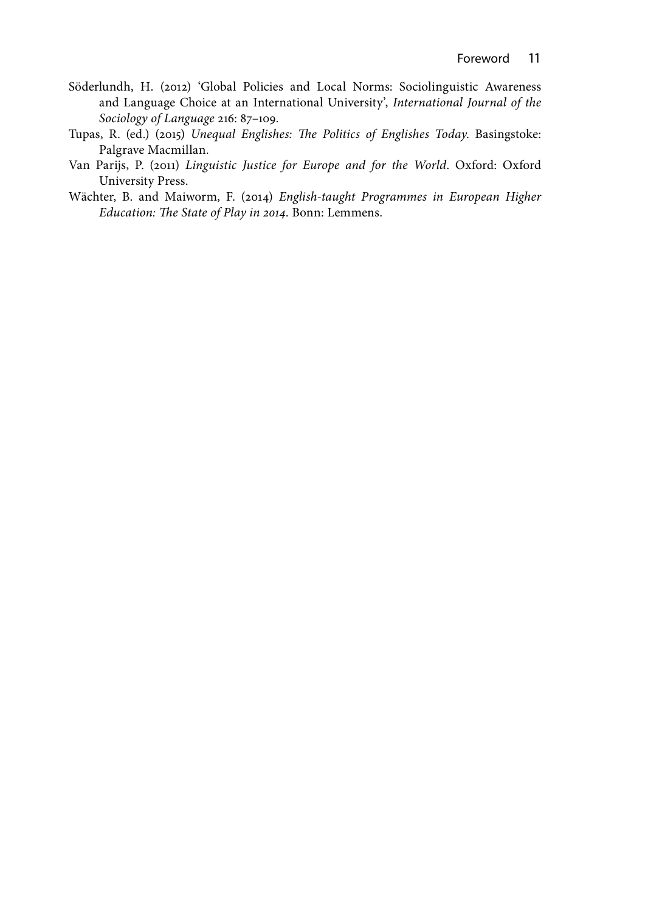Söderlundh, H. (2012) 'Global Policies and Local Norms: Sociolinguistic Awareness and Language Choice at an International University', *International Journal of the Sociology of Language* 216: 87–109.

Tupas, R. (ed.) (2015) *Unequal Englishes: The Politics of Englishes Today*. Basingstoke: Palgrave Macmillan.

Van Parijs, P. (2011) *Linguistic Justice for Europe and for the World*. Oxford: Oxford University Press.

Wächter, B. and Maiworm, F. (2014) *English-taught Programmes in European Higher Education: The State of Play in 2014*. Bonn: Lemmens.